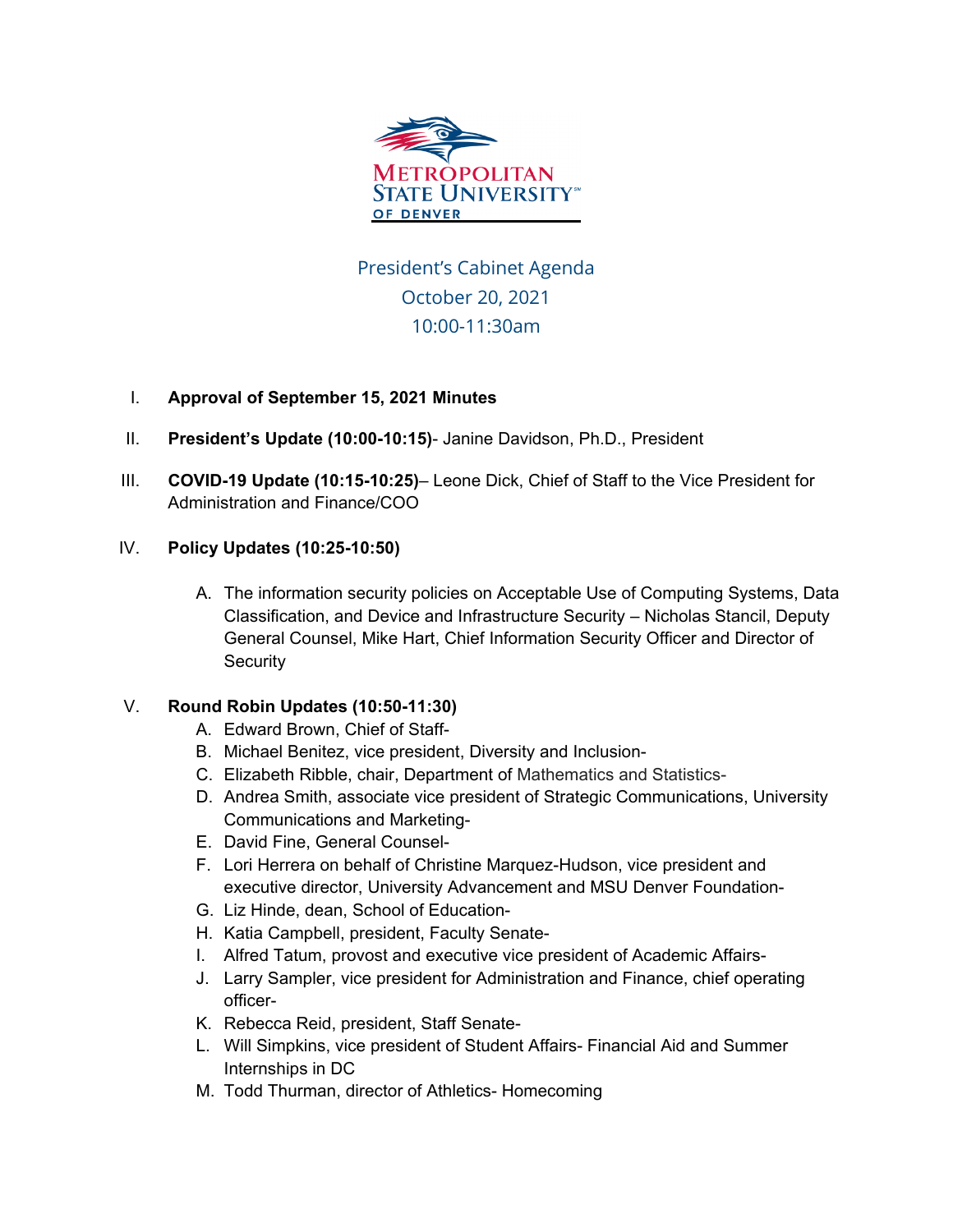METROPOLITAN STATE UNIVERSITY OF DENVER

# President's Cabinet Agenda

October 20, 2021

10:00-11:30am

I. **Approval of September 15, 2021 Minutes**

II. **President's Update (10:00-10:15)**- Janine Davidson, Ph.D., President

III. **COVID-19 Update (10:15-10:25)**– Leone Dick, Chief of Staff to the Vice President for Administration and Finance/COO

IV. **Policy Updates (10:25-10:50)**

   A. The information security policies on Acceptable Use of Computing Systems, Data Classification, and Device and Infrastructure Security – Nicholas Stancil, Deputy General Counsel, Mike Hart, Chief Information Security Officer and Director of Security

V. **Round Robin Updates (10:50-11:30)**

   A. Edward Brown, Chief of Staff-
   B. Michael Benitez, vice president, Diversity and Inclusion-
   C. Elizabeth Ribble, chair, Department of Mathematics and Statistics-
   D. Andrea Smith, associate vice president of Strategic Communications, University Communications and Marketing-
   E. David Fine, General Counsel-
   F. Lori Herrera on behalf of Christine Marquez-Hudson, vice president and executive director, University Advancement and MSU Denver Foundation-
   G. Liz Hinde, dean, School of Education-
   H. Katia Campbell, president, Faculty Senate-
   I. Alfred Tatum, provost and executive vice president of Academic Affairs-
   J. Larry Sampler, vice president for Administration and Finance, chief operating officer-
   K. Rebecca Reid, president, Staff Senate-
   L. Will Simpkins, vice president of Student Affairs- Financial Aid and Summer Internships in DC
   M. Todd Thurman, director of Athletics- Homecoming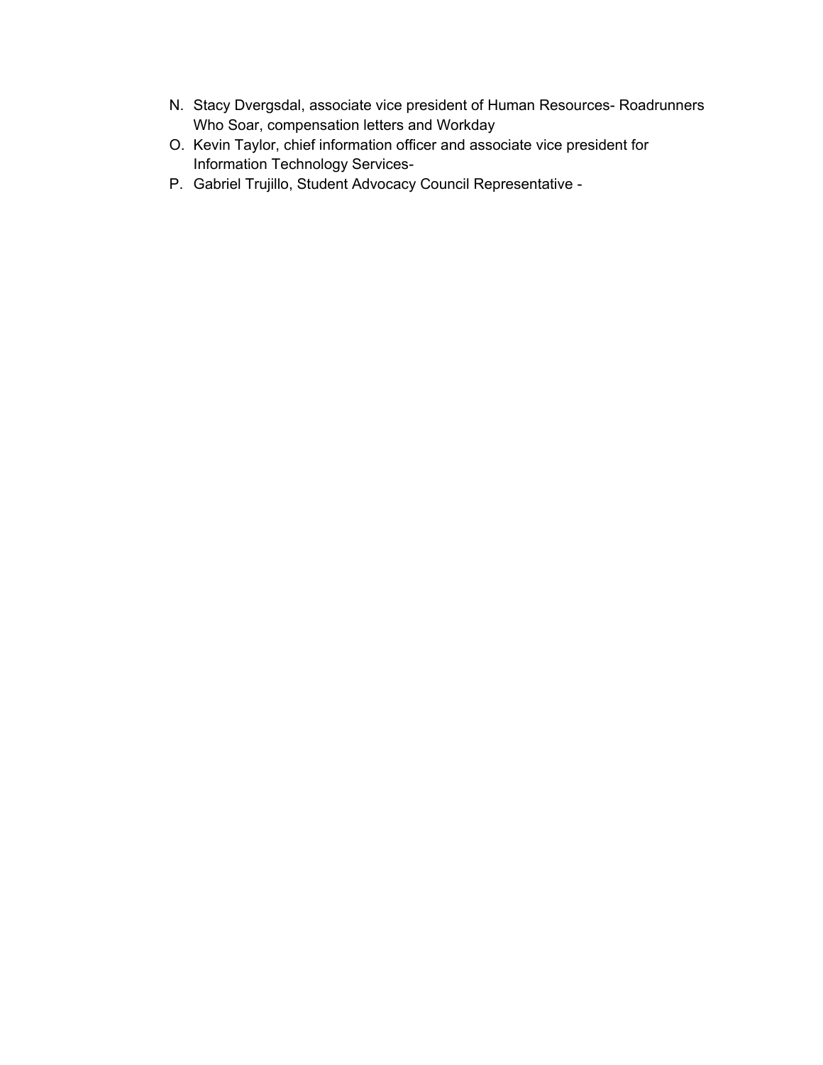N. Stacy Dvergsdal, associate vice president of Human Resources- Roadrunners Who Soar, compensation letters and Workday
O. Kevin Taylor, chief information officer and associate vice president for Information Technology Services-
P. Gabriel Trujillo, Student Advocacy Council Representative -